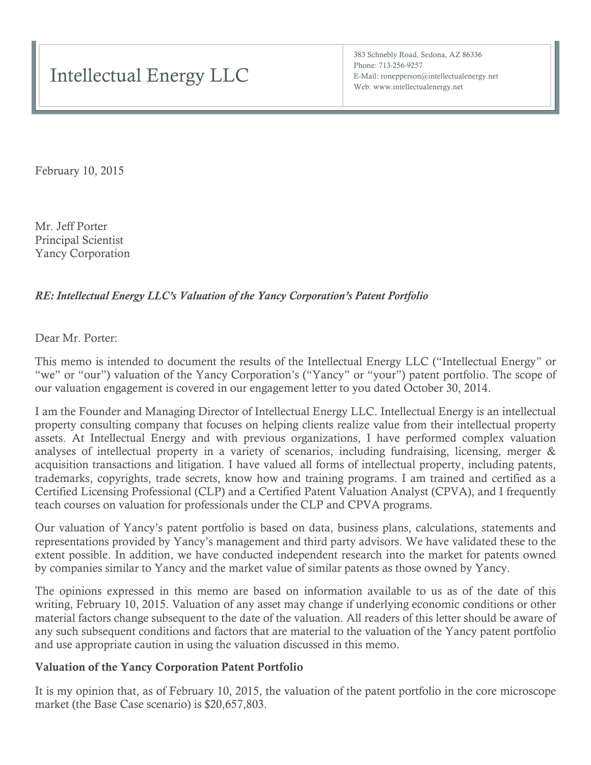# Intellectual Energy LLC

383 Schnebly Road, Sedona, AZ 86336
Phone: 713-256-9257
E-Mail: ronepperson@intellectualenergy.net
Web: www.intellectualenergy.net

February 10, 2015

Mr. Jeff Porter
Principal Scientist
Yancy Corporation

***RE: Intellectual Energy LLC's Valuation of the Yancy Corporation's Patent Portfolio***

Dear Mr. Porter:

This memo is intended to document the results of the Intellectual Energy LLC ("Intellectual Energy" or "we" or "our") valuation of the Yancy Corporation's ("Yancy" or "your") patent portfolio. The scope of our valuation engagement is covered in our engagement letter to you dated October 30, 2014.

I am the Founder and Managing Director of Intellectual Energy LLC. Intellectual Energy is an intellectual property consulting company that focuses on helping clients realize value from their intellectual property assets. At Intellectual Energy and with previous organizations, I have performed complex valuation analyses of intellectual property in a variety of scenarios, including fundraising, licensing, merger & acquisition transactions and litigation. I have valued all forms of intellectual property, including patents, trademarks, copyrights, trade secrets, know how and training programs. I am trained and certified as a Certified Licensing Professional (CLP) and a Certified Patent Valuation Analyst (CPVA), and I frequently teach courses on valuation for professionals under the CLP and CPVA programs.

Our valuation of Yancy's patent portfolio is based on data, business plans, calculations, statements and representations provided by Yancy's management and third party advisors. We have validated these to the extent possible. In addition, we have conducted independent research into the market for patents owned by companies similar to Yancy and the market value of similar patents as those owned by Yancy.

The opinions expressed in this memo are based on information available to us as of the date of this writing, February 10, 2015. Valuation of any asset may change if underlying economic conditions or other material factors change subsequent to the date of the valuation. All readers of this letter should be aware of any such subsequent conditions and factors that are material to the valuation of the Yancy patent portfolio and use appropriate caution in using the valuation discussed in this memo.

**Valuation of the Yancy Corporation Patent Portfolio**

It is my opinion that, as of February 10, 2015, the valuation of the patent portfolio in the core microscope market (the Base Case scenario) is $20,657,803.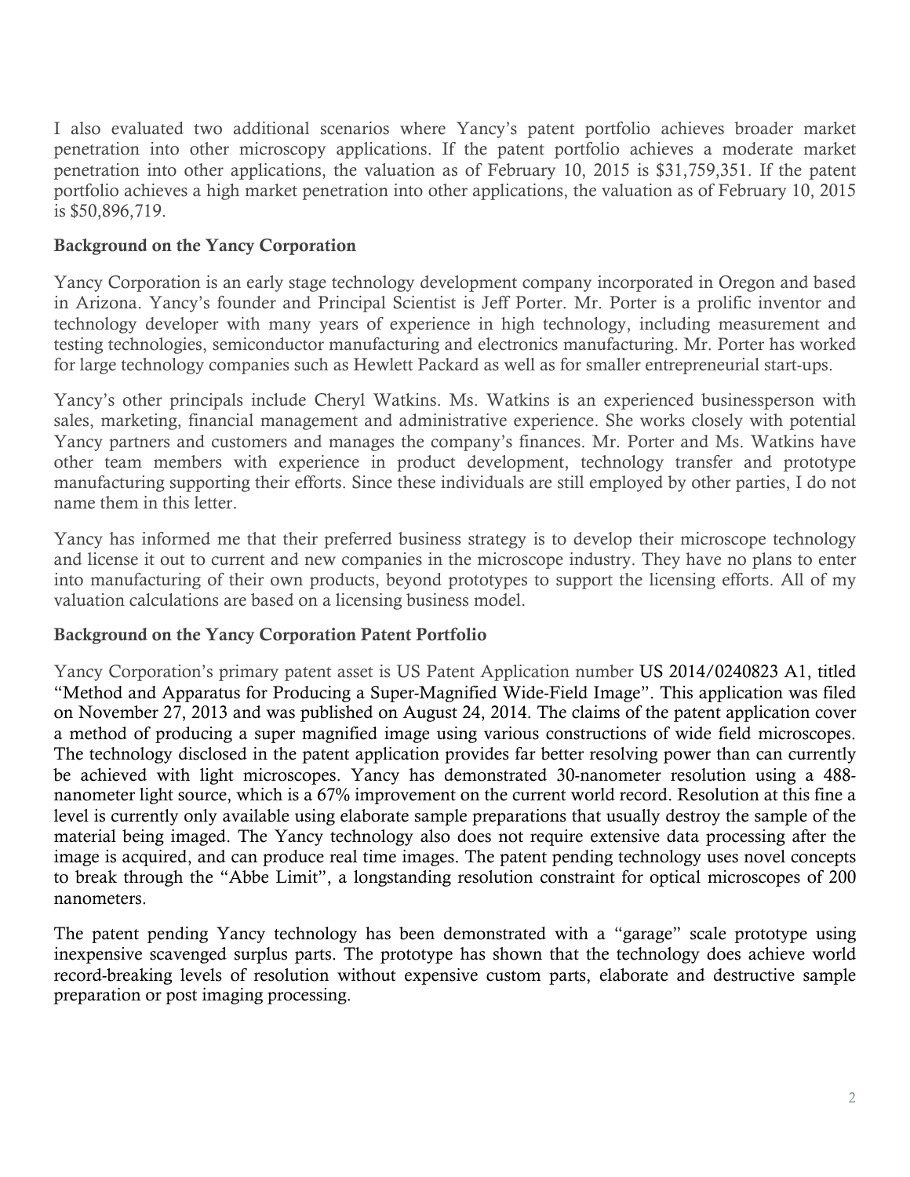I also evaluated two additional scenarios where Yancy's patent portfolio achieves broader market penetration into other microscopy applications. If the patent portfolio achieves a moderate market penetration into other applications, the valuation as of February 10, 2015 is $31,759,351. If the patent portfolio achieves a high market penetration into other applications, the valuation as of February 10, 2015 is $50,896,719.

**Background on the Yancy Corporation**

Yancy Corporation is an early stage technology development company incorporated in Oregon and based in Arizona. Yancy's founder and Principal Scientist is Jeff Porter. Mr. Porter is a prolific inventor and technology developer with many years of experience in high technology, including measurement and testing technologies, semiconductor manufacturing and electronics manufacturing. Mr. Porter has worked for large technology companies such as Hewlett Packard as well as for smaller entrepreneurial start-ups.

Yancy's other principals include Cheryl Watkins. Ms. Watkins is an experienced businessperson with sales, marketing, financial management and administrative experience. She works closely with potential Yancy partners and customers and manages the company's finances. Mr. Porter and Ms. Watkins have other team members with experience in product development, technology transfer and prototype manufacturing supporting their efforts. Since these individuals are still employed by other parties, I do not name them in this letter.

Yancy has informed me that their preferred business strategy is to develop their microscope technology and license it out to current and new companies in the microscope industry. They have no plans to enter into manufacturing of their own products, beyond prototypes to support the licensing efforts. All of my valuation calculations are based on a licensing business model.

**Background on the Yancy Corporation Patent Portfolio**

Yancy Corporation's primary patent asset is US Patent Application number US 2014/0240823 A1, titled "Method and Apparatus for Producing a Super-Magnified Wide-Field Image". This application was filed on November 27, 2013 and was published on August 24, 2014. The claims of the patent application cover a method of producing a super magnified image using various constructions of wide field microscopes. The technology disclosed in the patent application provides far better resolving power than can currently be achieved with light microscopes. Yancy has demonstrated 30-nanometer resolution using a 488-nanometer light source, which is a 67% improvement on the current world record. Resolution at this fine a level is currently only available using elaborate sample preparations that usually destroy the sample of the material being imaged. The Yancy technology also does not require extensive data processing after the image is acquired, and can produce real time images. The patent pending technology uses novel concepts to break through the "Abbe Limit", a longstanding resolution constraint for optical microscopes of 200 nanometers.

The patent pending Yancy technology has been demonstrated with a "garage" scale prototype using inexpensive scavenged surplus parts. The prototype has shown that the technology does achieve world record-breaking levels of resolution without expensive custom parts, elaborate and destructive sample preparation or post imaging processing.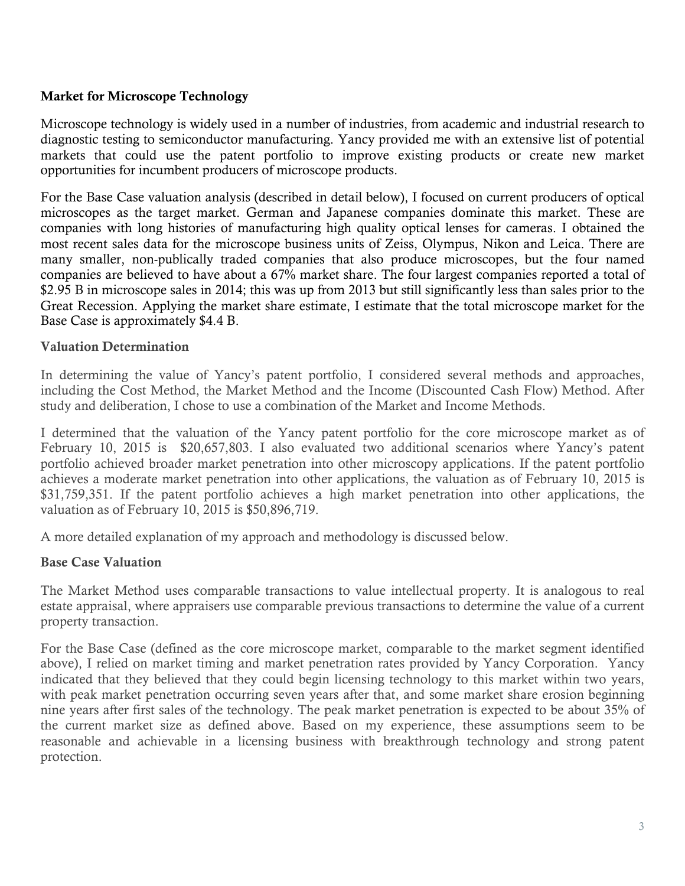**Market for Microscope Technology**

Microscope technology is widely used in a number of industries, from academic and industrial research to diagnostic testing to semiconductor manufacturing. Yancy provided me with an extensive list of potential markets that could use the patent portfolio to improve existing products or create new market opportunities for incumbent producers of microscope products.

For the Base Case valuation analysis (described in detail below), I focused on current producers of optical microscopes as the target market. German and Japanese companies dominate this market. These are companies with long histories of manufacturing high quality optical lenses for cameras. I obtained the most recent sales data for the microscope business units of Zeiss, Olympus, Nikon and Leica. There are many smaller, non-publically traded companies that also produce microscopes, but the four named companies are believed to have about a 67% market share. The four largest companies reported a total of $2.95 B in microscope sales in 2014; this was up from 2013 but still significantly less than sales prior to the Great Recession. Applying the market share estimate, I estimate that the total microscope market for the Base Case is approximately $4.4 B.

**Valuation Determination**

In determining the value of Yancy's patent portfolio, I considered several methods and approaches, including the Cost Method, the Market Method and the Income (Discounted Cash Flow) Method. After study and deliberation, I chose to use a combination of the Market and Income Methods.

I determined that the valuation of the Yancy patent portfolio for the core microscope market as of February 10, 2015 is $20,657,803. I also evaluated two additional scenarios where Yancy's patent portfolio achieved broader market penetration into other microscopy applications. If the patent portfolio achieves a moderate market penetration into other applications, the valuation as of February 10, 2015 is $31,759,351. If the patent portfolio achieves a high market penetration into other applications, the valuation as of February 10, 2015 is $50,896,719.

A more detailed explanation of my approach and methodology is discussed below.

**Base Case Valuation**

The Market Method uses comparable transactions to value intellectual property. It is analogous to real estate appraisal, where appraisers use comparable previous transactions to determine the value of a current property transaction.

For the Base Case (defined as the core microscope market, comparable to the market segment identified above), I relied on market timing and market penetration rates provided by Yancy Corporation. Yancy indicated that they believed that they could begin licensing technology to this market within two years, with peak market penetration occurring seven years after that, and some market share erosion beginning nine years after first sales of the technology. The peak market penetration is expected to be about 35% of the current market size as defined above. Based on my experience, these assumptions seem to be reasonable and achievable in a licensing business with breakthrough technology and strong patent protection.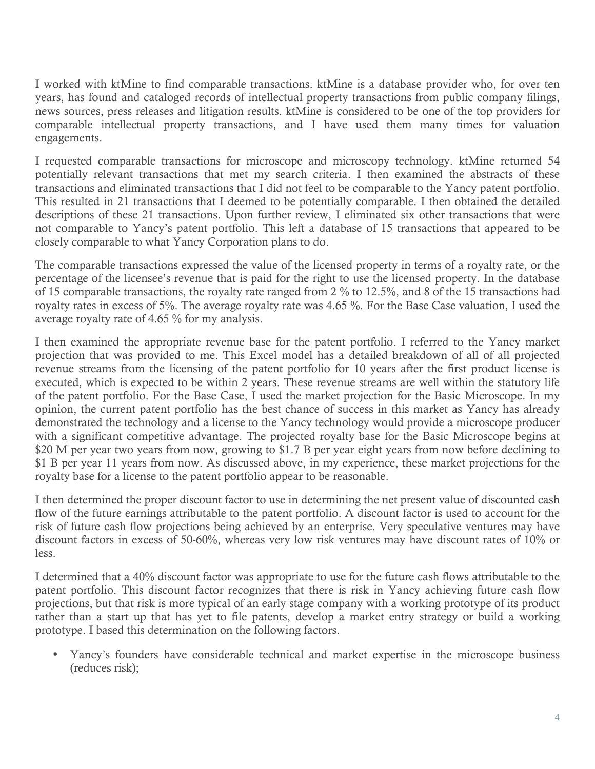I worked with ktMine to find comparable transactions. ktMine is a database provider who, for over ten years, has found and cataloged records of intellectual property transactions from public company filings, news sources, press releases and litigation results. ktMine is considered to be one of the top providers for comparable intellectual property transactions, and I have used them many times for valuation engagements.

I requested comparable transactions for microscope and microscopy technology. ktMine returned 54 potentially relevant transactions that met my search criteria. I then examined the abstracts of these transactions and eliminated transactions that I did not feel to be comparable to the Yancy patent portfolio. This resulted in 21 transactions that I deemed to be potentially comparable. I then obtained the detailed descriptions of these 21 transactions. Upon further review, I eliminated six other transactions that were not comparable to Yancy's patent portfolio. This left a database of 15 transactions that appeared to be closely comparable to what Yancy Corporation plans to do.

The comparable transactions expressed the value of the licensed property in terms of a royalty rate, or the percentage of the licensee's revenue that is paid for the right to use the licensed property. In the database of 15 comparable transactions, the royalty rate ranged from 2 % to 12.5%, and 8 of the 15 transactions had royalty rates in excess of 5%. The average royalty rate was 4.65 %. For the Base Case valuation, I used the average royalty rate of 4.65 % for my analysis.

I then examined the appropriate revenue base for the patent portfolio. I referred to the Yancy market projection that was provided to me. This Excel model has a detailed breakdown of all of all projected revenue streams from the licensing of the patent portfolio for 10 years after the first product license is executed, which is expected to be within 2 years. These revenue streams are well within the statutory life of the patent portfolio. For the Base Case, I used the market projection for the Basic Microscope. In my opinion, the current patent portfolio has the best chance of success in this market as Yancy has already demonstrated the technology and a license to the Yancy technology would provide a microscope producer with a significant competitive advantage. The projected royalty base for the Basic Microscope begins at $20 M per year two years from now, growing to $1.7 B per year eight years from now before declining to $1 B per year 11 years from now. As discussed above, in my experience, these market projections for the royalty base for a license to the patent portfolio appear to be reasonable.

I then determined the proper discount factor to use in determining the net present value of discounted cash flow of the future earnings attributable to the patent portfolio. A discount factor is used to account for the risk of future cash flow projections being achieved by an enterprise. Very speculative ventures may have discount factors in excess of 50-60%, whereas very low risk ventures may have discount rates of 10% or less.

I determined that a 40% discount factor was appropriate to use for the future cash flows attributable to the patent portfolio. This discount factor recognizes that there is risk in Yancy achieving future cash flow projections, but that risk is more typical of an early stage company with a working prototype of its product rather than a start up that has yet to file patents, develop a market entry strategy or build a working prototype. I based this determination on the following factors.

- Yancy's founders have considerable technical and market expertise in the microscope business (reduces risk);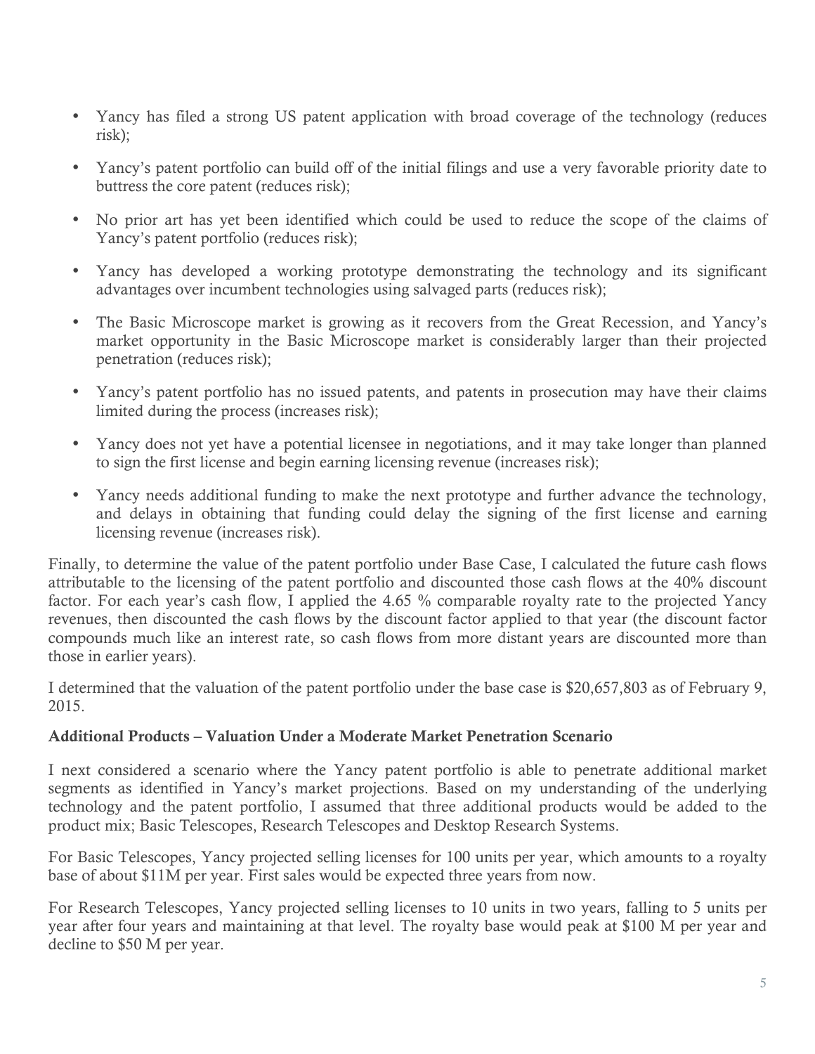- Yancy has filed a strong US patent application with broad coverage of the technology (reduces risk);
- Yancy's patent portfolio can build off of the initial filings and use a very favorable priority date to buttress the core patent (reduces risk);
- No prior art has yet been identified which could be used to reduce the scope of the claims of Yancy's patent portfolio (reduces risk);
- Yancy has developed a working prototype demonstrating the technology and its significant advantages over incumbent technologies using salvaged parts (reduces risk);
- The Basic Microscope market is growing as it recovers from the Great Recession, and Yancy's market opportunity in the Basic Microscope market is considerably larger than their projected penetration (reduces risk);
- Yancy's patent portfolio has no issued patents, and patents in prosecution may have their claims limited during the process (increases risk);
- Yancy does not yet have a potential licensee in negotiations, and it may take longer than planned to sign the first license and begin earning licensing revenue (increases risk);
- Yancy needs additional funding to make the next prototype and further advance the technology, and delays in obtaining that funding could delay the signing of the first license and earning licensing revenue (increases risk).

Finally, to determine the value of the patent portfolio under Base Case, I calculated the future cash flows attributable to the licensing of the patent portfolio and discounted those cash flows at the 40% discount factor. For each year's cash flow, I applied the 4.65 % comparable royalty rate to the projected Yancy revenues, then discounted the cash flows by the discount factor applied to that year (the discount factor compounds much like an interest rate, so cash flows from more distant years are discounted more than those in earlier years).

I determined that the valuation of the patent portfolio under the base case is $20,657,803 as of February 9, 2015.

### Additional Products – Valuation Under a Moderate Market Penetration Scenario

I next considered a scenario where the Yancy patent portfolio is able to penetrate additional market segments as identified in Yancy's market projections. Based on my understanding of the underlying technology and the patent portfolio, I assumed that three additional products would be added to the product mix; Basic Telescopes, Research Telescopes and Desktop Research Systems.

For Basic Telescopes, Yancy projected selling licenses for 100 units per year, which amounts to a royalty base of about $11M per year. First sales would be expected three years from now.

For Research Telescopes, Yancy projected selling licenses to 10 units in two years, falling to 5 units per year after four years and maintaining at that level. The royalty base would peak at $100 M per year and decline to $50 M per year.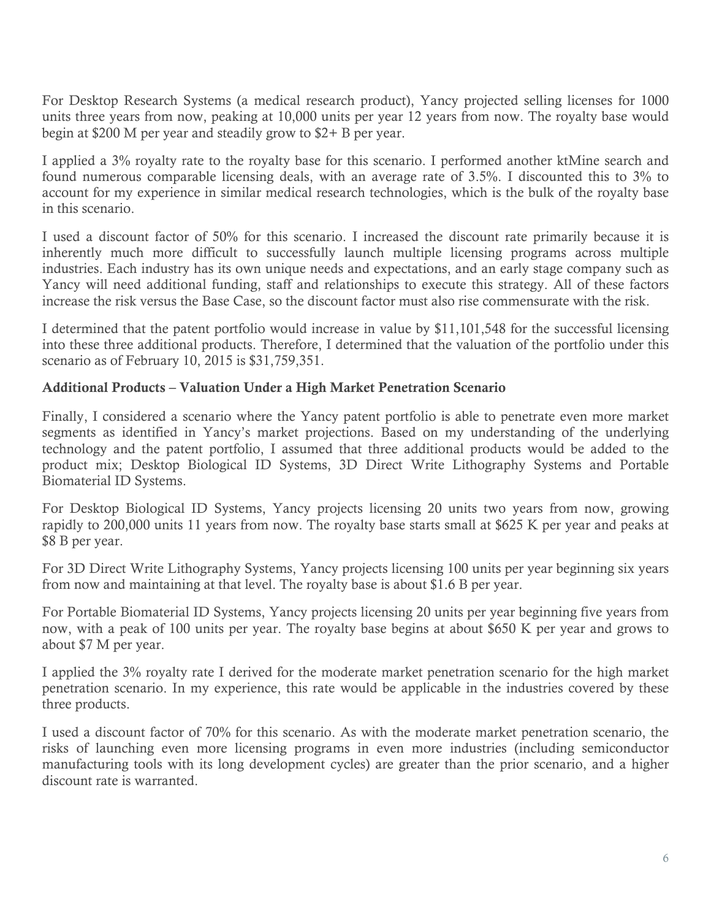For Desktop Research Systems (a medical research product), Yancy projected selling licenses for 1000 units three years from now, peaking at 10,000 units per year 12 years from now. The royalty base would begin at $200 M per year and steadily grow to $2+ B per year.

I applied a 3% royalty rate to the royalty base for this scenario. I performed another ktMine search and found numerous comparable licensing deals, with an average rate of 3.5%. I discounted this to 3% to account for my experience in similar medical research technologies, which is the bulk of the royalty base in this scenario.

I used a discount factor of 50% for this scenario. I increased the discount rate primarily because it is inherently much more difficult to successfully launch multiple licensing programs across multiple industries. Each industry has its own unique needs and expectations, and an early stage company such as Yancy will need additional funding, staff and relationships to execute this strategy. All of these factors increase the risk versus the Base Case, so the discount factor must also rise commensurate with the risk.

I determined that the patent portfolio would increase in value by $11,101,548 for the successful licensing into these three additional products. Therefore, I determined that the valuation of the portfolio under this scenario as of February 10, 2015 is $31,759,351.

**Additional Products – Valuation Under a High Market Penetration Scenario**

Finally, I considered a scenario where the Yancy patent portfolio is able to penetrate even more market segments as identified in Yancy's market projections. Based on my understanding of the underlying technology and the patent portfolio, I assumed that three additional products would be added to the product mix; Desktop Biological ID Systems, 3D Direct Write Lithography Systems and Portable Biomaterial ID Systems.

For Desktop Biological ID Systems, Yancy projects licensing 20 units two years from now, growing rapidly to 200,000 units 11 years from now. The royalty base starts small at $625 K per year and peaks at $8 B per year.

For 3D Direct Write Lithography Systems, Yancy projects licensing 100 units per year beginning six years from now and maintaining at that level. The royalty base is about $1.6 B per year.

For Portable Biomaterial ID Systems, Yancy projects licensing 20 units per year beginning five years from now, with a peak of 100 units per year. The royalty base begins at about $650 K per year and grows to about $7 M per year.

I applied the 3% royalty rate I derived for the moderate market penetration scenario for the high market penetration scenario. In my experience, this rate would be applicable in the industries covered by these three products.

I used a discount factor of 70% for this scenario. As with the moderate market penetration scenario, the risks of launching even more licensing programs in even more industries (including semiconductor manufacturing tools with its long development cycles) are greater than the prior scenario, and a higher discount rate is warranted.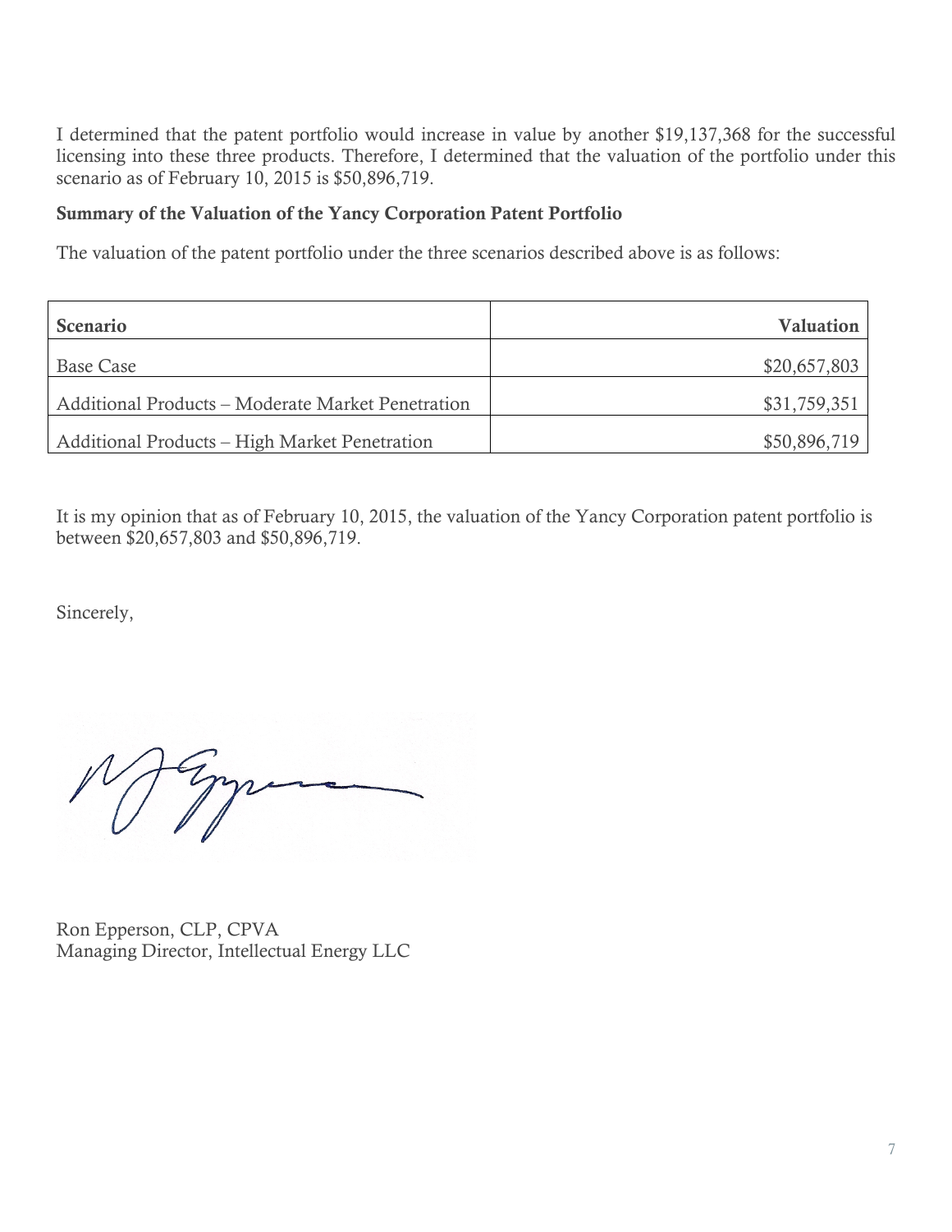I determined that the patent portfolio would increase in value by another $19,137,368 for the successful licensing into these three products. Therefore, I determined that the valuation of the portfolio under this scenario as of February 10, 2015 is $50,896,719.

**Summary of the Valuation of the Yancy Corporation Patent Portfolio**

The valuation of the patent portfolio under the three scenarios described above is as follows:

| Scenario | Valuation |
|---|---:|
| Base Case | $20,657,803 |
| Additional Products – Moderate Market Penetration | $31,759,351 |
| Additional Products – High Market Penetration | $50,896,719 |

It is my opinion that as of February 10, 2015, the valuation of the Yancy Corporation patent portfolio is between $20,657,803 and $50,896,719.

Sincerely,

Ron Epperson, CLP, CPVA
Managing Director, Intellectual Energy LLC